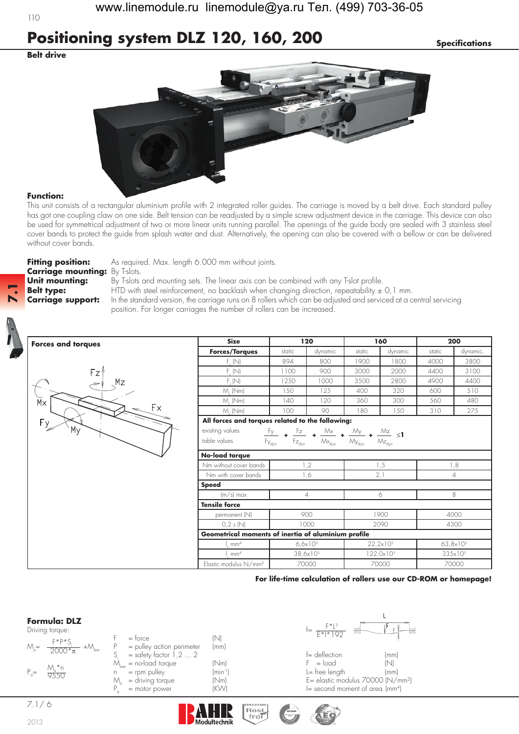# Positioning system DLZ 120, 160, 200

**Specifications**

**Belt drive**

**Function:**
This unit consists of a rectangular aluminium profile with 2 integrated roller guides. The carriage is moved by a belt drive. Each standard pulley has got one coupling claw on one side. Belt tension can be readjusted by a simple screw adjustment device in the carriage. This device can also be used for symmetrical adjustment of two or more linear units running parallel. The openings of the guide body are sealed with 3 stainless steel cover bands to protect the guide from splash water and dust. Alternatively, the opening can also be covered with a bellow or can be delivered without cover bands.

**Fitting position:** As required. Max. length 6.000 mm without joints.
**Carriage mounting:** By T-slots.
**Unit mounting:** By T-slots and mounting sets. The linear axis can be combined with any T-slot profile.
**Belt type:** HTD with steel reinforcement, no backlash when changing direction, repeatability ± 0,1 mm.
**Carriage support:** In the standard version, the carriage runs on 8 rollers which can be adjusted and serviced at a central servicing position. For longer carriages the number of rollers can be increased.

**Forces and torques**

| Size | 120 | | 160 | | 200 | |
|---|---|---|---|---|---|---|
| **Forces/Torques** | static | dynamic | static | dynamic | static | dynamic. |
| $F_x$ (N) | 894 | 800 | 1900 | 1800 | 4000 | 3800 |
| $F_y$ (N) | 1100 | 900 | 3000 | 2000 | 4400 | 3100 |
| $F_z$ (N) | 1250 | 1000 | 3500 | 2800 | 4900 | 4400 |
| $M_x$ (Nm) | 150 | 125 | 400 | 320 | 600 | 510 |
| $M_y$ (Nm) | 140 | 120 | 360 | 300 | 560 | 480 |
| $M_z$ (Nm) | 100 | 90 | 180 | 150 | 310 | 275 |

**All forces and torques related to the following:**

existing values / table values

$$\frac{Fy}{Fy_{dyn}} + \frac{Fz}{Fz_{dyn}} + \frac{Mx}{Mx_{dyn}} + \frac{My}{My_{dyn}} + \frac{Mz}{Mz_{dyn}} \leq 1$$

| **No-load torque** | 120 | 160 | 200 |
|---|---|---|---|
| Nm without cover bands | 1,2 | 1,5 | 1,8 |
| Nm with cover bands | 1,6 | 2,1 | 4 |
| **Speed** | | | |
| (m/s) max | 4 | 6 | 8 |
| **Tensile force** | | | |
| permanent (N) | 900 | 1900 | 4000 |
| 0,2 s (N) | 1000 | 2090 | 4300 |
| **Geometrical moments of inertia of aluminium profile** | | | |
| $I_x$ mm$^4$ | $6{,}6 \times 10^5$ | $22{,}2 \times 10^5$ | $63{,}8 \times 10^5$ |
| $I_y$ mm$^4$ | $38{,}6 \times 10^5$ | $122{,}0 \times 10^5$ | $335 \times 10^5$ |
| Elastic modulus N/mm$^2$ | 70000 | 70000 | 70000 |

**For life-time calculation of rollers use our CD-ROM or homepage!**

**Formula: DLZ**

Driving torque:

$$M_a = \frac{F*P*S}{2000*\pi} + M_{leer}$$

$$P_a = \frac{M_a*n}{9550}$$

| | | |
|---|---|---|
| F | = force | (N) |
| P | = pulley action perimeter | (mm) |
| S | = safety factor 1,2 ... 2 | |
| $M_{leer}$ | = no-load torque | (Nm) |
| n | = rpm pulley | (min$^{-1}$) |
| $M_a$ | = driving torque | (Nm) |
| $P_a$ | = motor power | (KW) |

$$f = \frac{F*L^3}{E*I*192}$$

| | | |
|---|---|---|
| f | = deflection | (mm) |
| F | = load | (N) |
| L | = free length | (mm) |
| E | = elastic modulus 70000 | (N/mm$^2$) |
| I | = second moment of area | (mm$^4$) |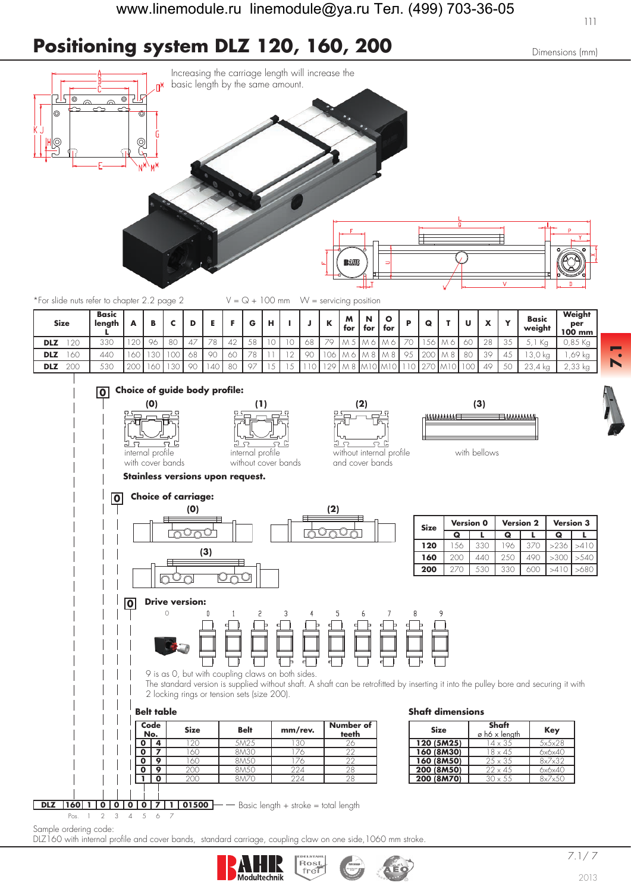# Positioning system DLZ 120, 160, 200

Dimensions (mm)

Increasing the carriage length will increase the basic length by the same amount.

*For slide nuts refer to chapter 2.2 page 2 V = Q + 100 mm W = servicing position

| Size | | Basic length L | A | B | C | D | E | F | G | H | I | J | K | M for | N for | O for | P | Q | T | U | X | Y | Basic weight | Weight per 100 mm |
|---|---|---|---|---|---|---|---|---|---|---|---|---|---|---|---|---|---|---|---|---|---|---|---|---|
| DLZ | 120 | 330 | 120 | 96 | 80 | 47 | 78 | 42 | 58 | 10 | 10 | 68 | 79 | M 5 | M 6 | M 6 | 70 | 156 | M 6 | 60 | 28 | 35 | 5,1 Kg | 0,85 Kg |
| DLZ | 160 | 440 | 160 | 130 | 100 | 68 | 90 | 60 | 78 | 11 | 12 | 90 | 106 | M 6 | M 8 | M 8 | 95 | 200 | M 8 | 80 | 39 | 45 | 13,0 kg | 1,69 kg |
| DLZ | 200 | 530 | 200 | 160 | 130 | 90 | 140 | 80 | 97 | 15 | 15 | 110 | 129 | M 8 | M10 | M10 | 110 | 270 | M10 | 100 | 49 | 50 | 23,4 kg | 2,33 kg |

## Choice of guide body profile:

(0) internal profile with cover bands

(1) internal profile without cover bands

(2) without internal profile and cover bands

(3) with bellows

**Stainless versions upon request.**

## Choice of carriage:

(0) (2) (3)

| Size | Version 0 | | Version 2 | | Version 3 | |
|---|---|---|---|---|---|---|
| | Q | L | Q | L | Q | L |
| 120 | 156 | 330 | 196 | 370 | >236 | >410 |
| 160 | 200 | 440 | 250 | 490 | >300 | >540 |
| 200 | 270 | 530 | 330 | 600 | >410 | >680 |

## Drive version:

0 0 1 2 3 4 5 6 7 8 9

9 is as 0, but with coupling claws on both sides.
The standard version is supplied without shaft. A shaft can be retrofitted by inserting it into the pulley bore and securing it with 2 locking rings or tension sets (size 200).

**Belt table**

| Code No. | | Size | Belt | mm/rev. | Number of teeth |
|---|---|---|---|---|---|
| 0 | 4 | 120 | 5M25 | 130 | 26 |
| 0 | 7 | 160 | 8M30 | 176 | 22 |
| 0 | 9 | 160 | 8M50 | 176 | 22 |
| 0 | 9 | 200 | 8M50 | 224 | 28 |
| 1 | 0 | 200 | 8M70 | 224 | 28 |

**Shaft dimensions**

| Size | Shaft ø h6 x length | Key |
|---|---|---|
| 120 (5M25) | 14 x 35 | 5x5x28 |
| 160 (8M30) | 18 x 45 | 6x6x40 |
| 160 (8M50) | 25 x 35 | 8x7x32 |
| 200 (8M50) | 22 x 45 | 6x6x40 |
| 200 (8M70) | 30 x 55 | 8x7x50 |

| DLZ | 160 | 1 | 0 | 0 | 0 | 0 | 7 | 1 | 01500 |
|---|---|---|---|---|---|---|---|---|---|
| Pos. | 1 | 2 | 3 | 4 | 5 | 6 | 7 | | |

— Basic length + stroke = total length

Sample ordering code:
DLZ160 with internal profile and cover bands, standard carriage, coupling claw on one side,1060 mm stroke.